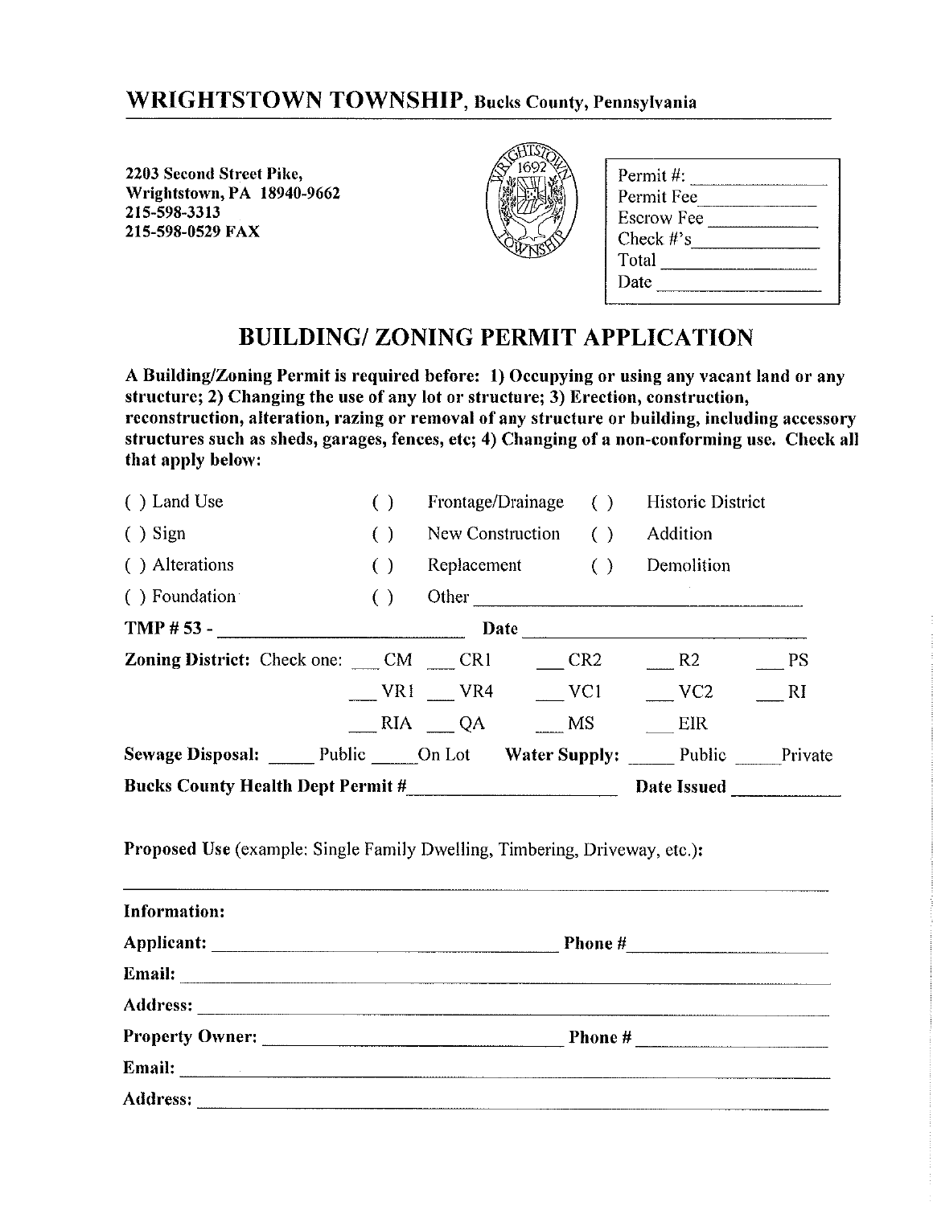## WRIGHTSTOWN TOWNSHIP, Bucks County, Pennsylvania

**2203 Second Street Pike,**
**Wrightstown, PA 18940-9662**
**215-598-3313**
**215-598-0529 FAX**

Permit #: ____________
Permit Fee ____________
Escrow Fee ____________
Check #'s ____________
Total ____________
Date ____________

# BUILDING/ ZONING PERMIT APPLICATION

**A Building/Zoning Permit is required before: 1) Occupying or using any vacant land or any structure; 2) Changing the use of any lot or structure; 3) Erection, construction, reconstruction, alteration, razing or removal of any structure or building, including accessory structures such as sheds, garages, fences, etc; 4) Changing of a non-conforming use. Check all that apply below:**

( ) Land Use ( ) Frontage/Drainage ( ) Historic District

( ) Sign ( ) New Construction ( ) Addition

( ) Alterations ( ) Replacement ( ) Demolition

( ) Foundation ( ) Other ______________________________

**TMP # 53 -** ______________________ **Date** ______________________

**Zoning District:** Check one: ___ CM ___ CR1 ___ CR2 ___ R2 ___ PS

___ VR1 ___ VR4 ___ VC1 ___ VC2 ___ RI

___ RIA ___ QA ___ MS ___ EIR

**Sewage Disposal:** _____ Public _____ On Lot **Water Supply:** _____ Public _____ Private

**Bucks County Health Dept Permit #** ______________________ **Date Issued** ____________

**Proposed Use** (example: Single Family Dwelling, Timbering, Driveway, etc.):

______________________________________________________________________

**Information:**

**Applicant:** ______________________________ **Phone #** ____________________

**Email:** ______________________________________________________________

**Address:** ____________________________________________________________

**Property Owner:** ___________________________ **Phone #** ____________________

**Email:** ______________________________________________________________

**Address:** ____________________________________________________________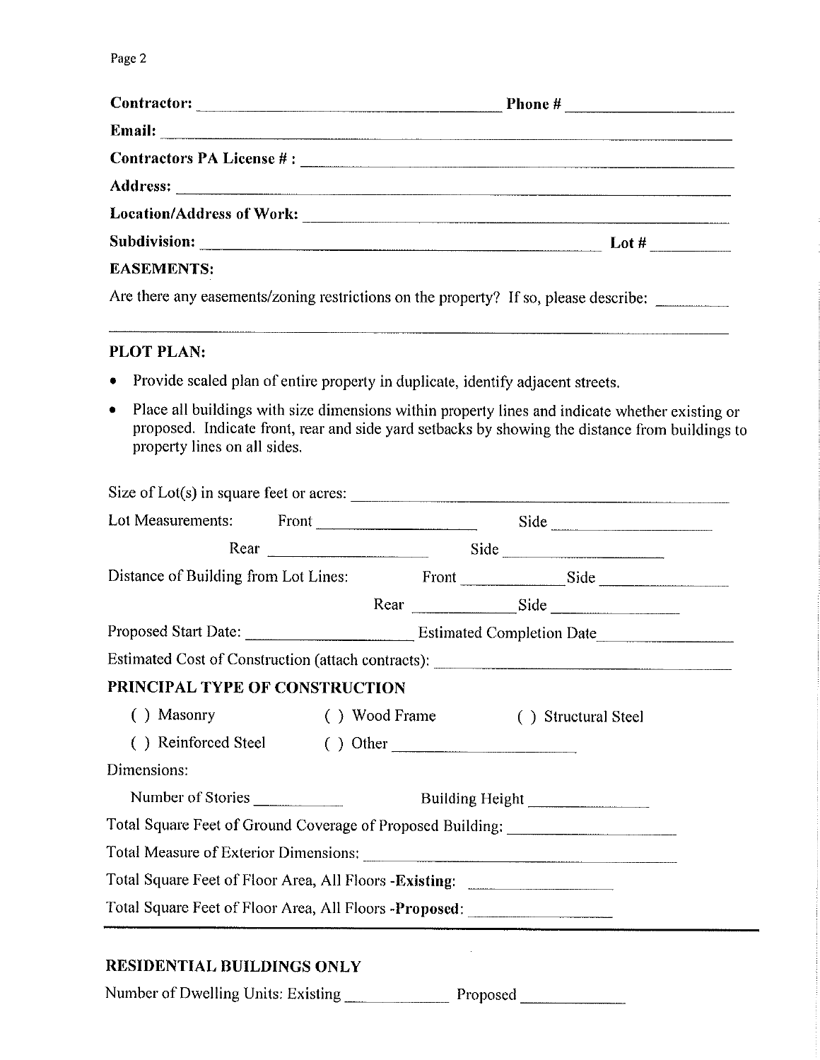**Contractor:** ______________________________ **Phone #** ________________

**Email:** ______________________________________________

**Contractors PA License # :** ______________________________________________

**Address:** ______________________________________________

**Location/Address of Work:** ______________________________________________

**Subdivision:** ______________________________ **Lot #** __________

**EASEMENTS:**

Are there any easements/zoning restrictions on the property? If so, please describe: __________

______________________________________________

**PLOT PLAN:**

- Provide scaled plan of entire property in duplicate, identify adjacent streets.
- Place all buildings with size dimensions within property lines and indicate whether existing or proposed. Indicate front, rear and side yard setbacks by showing the distance from buildings to property lines on all sides.

Size of Lot(s) in square feet or acres: ______________________________

Lot Measurements: Front ________________ Side ________________

Rear ________________ Side ________________

Distance of Building from Lot Lines: Front ____________ Side ____________

Rear ____________ Side ____________

Proposed Start Date: ________________ Estimated Completion Date________________

Estimated Cost of Construction (attach contracts): ______________________________

**PRINCIPAL TYPE OF CONSTRUCTION**

( ) Masonry ( ) Wood Frame ( ) Structural Steel

( ) Reinforced Steel ( ) Other ________________

Dimensions:

Number of Stories __________ Building Height ______________

Total Square Feet of Ground Coverage of Proposed Building: ________________

Total Measure of Exterior Dimensions: ______________________________

Total Square Feet of Floor Area, All Floors -**Existing**: ________________

Total Square Feet of Floor Area, All Floors -**Proposed**: ________________

---

**RESIDENTIAL BUILDINGS ONLY**

Number of Dwelling Units: Existing ____________ Proposed ____________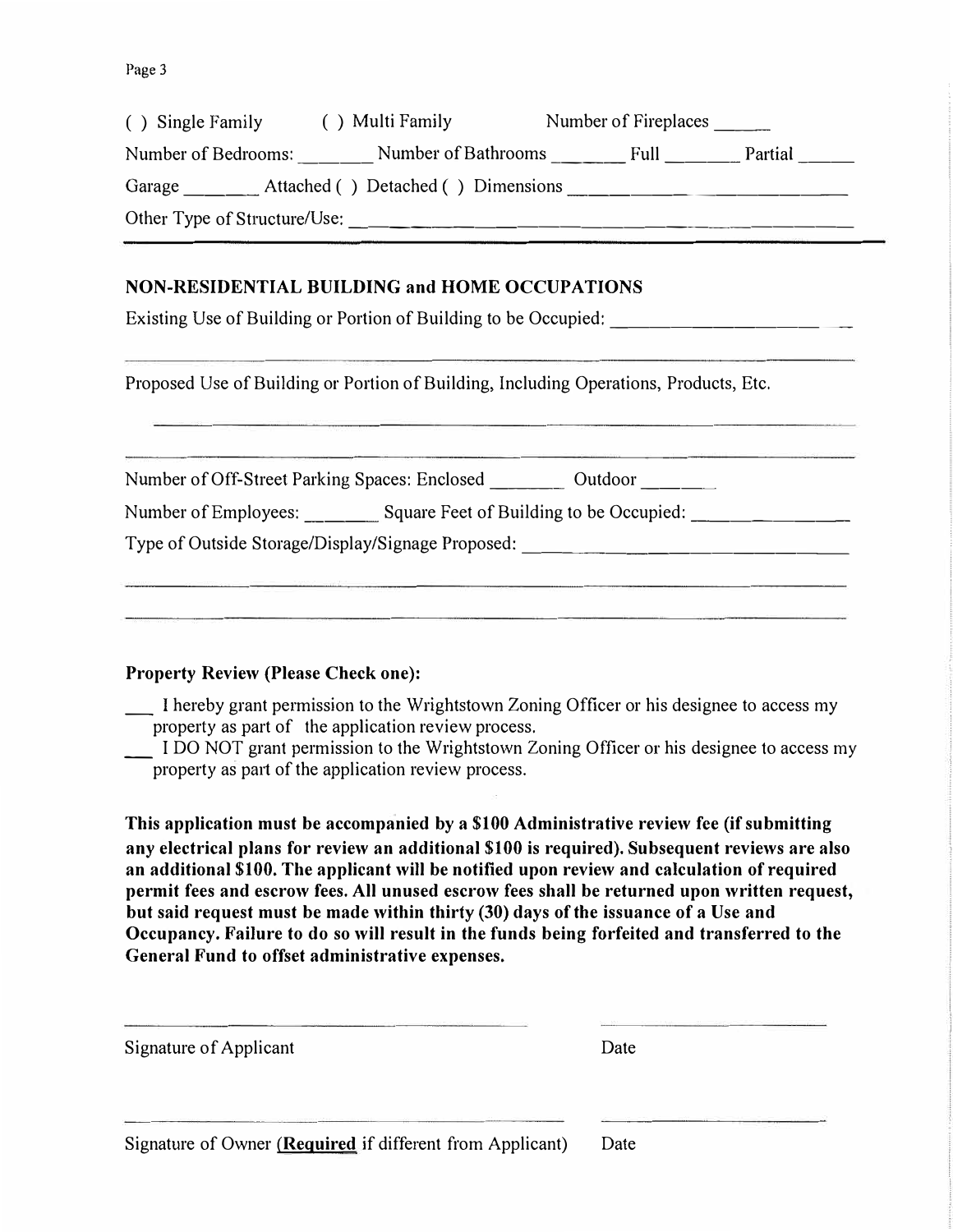( ) Single Family ( ) Multi Family Number of Fireplaces ______

Number of Bedrooms: ________ Number of Bathrooms ________ Full ________ Partial ______

Garage ________ Attached ( ) Detached ( ) Dimensions ______________________________

Other Type of Structure/Use: ____________________________________________________

---

### NON-RESIDENTIAL BUILDING and HOME OCCUPATIONS

Existing Use of Building or Portion of Building to be Occupied: _______________________

_____________________________________________________________________________

Proposed Use of Building or Portion of Building, Including Operations, Products, Etc.

_____________________________________________________________________________

_____________________________________________________________________________

Number of Off-Street Parking Spaces: Enclosed ________ Outdoor _______

Number of Employees: ________ Square Feet of Building to be Occupied: ________________

Type of Outside Storage/Display/Signage Proposed: _________________________________

_____________________________________________________________________________

_____________________________________________________________________________

**Property Review (Please Check one):**

___ I hereby grant permission to the Wrightstown Zoning Officer or his designee to access my property as part of the application review process.

___ I DO NOT grant permission to the Wrightstown Zoning Officer or his designee to access my property as part of the application review process.

**This application must be accompanied by a $100 Administrative review fee (if submitting any electrical plans for review an additional $100 is required). Subsequent reviews are also an additional $100. The applicant will be notified upon review and calculation of required permit fees and escrow fees. All unused escrow fees shall be returned upon written request, but said request must be made within thirty (30) days of the issuance of a Use and Occupancy. Failure to do so will result in the funds being forfeited and transferred to the General Fund to offset administrative expenses.**

_________________________________________ ______________________

Signature of Applicant Date

_________________________________________ ______________________

Signature of Owner (**Required** if different from Applicant) Date